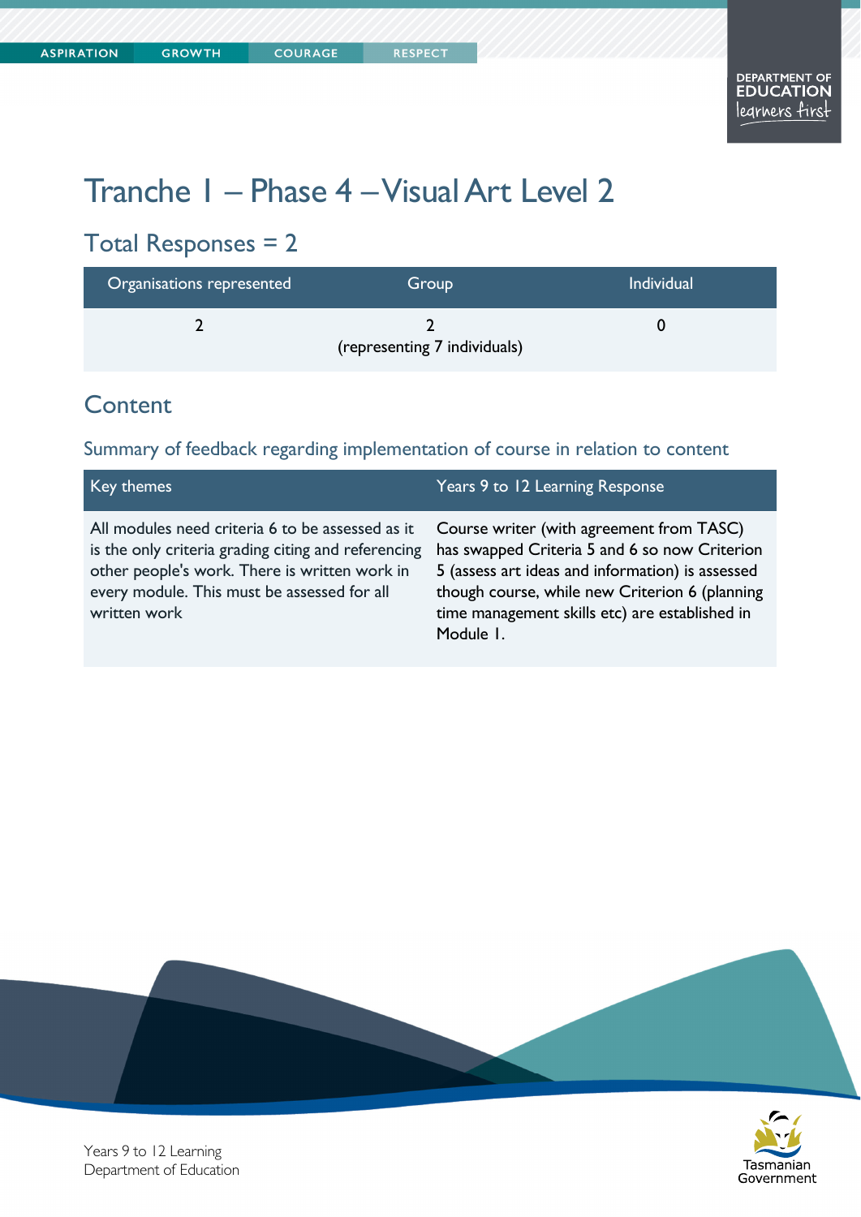# Tranche 1 – Phase 4 – Visual Art Level 2

## Total Responses = 2

| Organisations represented | Group | Individual |
|---|---|---|
| 2 | 2 (representing 7 individuals) | 0 |

## Content

### Summary of feedback regarding implementation of course in relation to content

| Key themes | Years 9 to 12 Learning Response |
|---|---|
| All modules need criteria 6 to be assessed as it is the only criteria grading citing and referencing other people's work. There is written work in every module. This must be assessed for all written work | Course writer (with agreement from TASC) has swapped Criteria 5 and 6 so now Criterion 5 (assess art ideas and information) is assessed though course, while new Criterion 6 (planning time management skills etc) are established in Module 1. |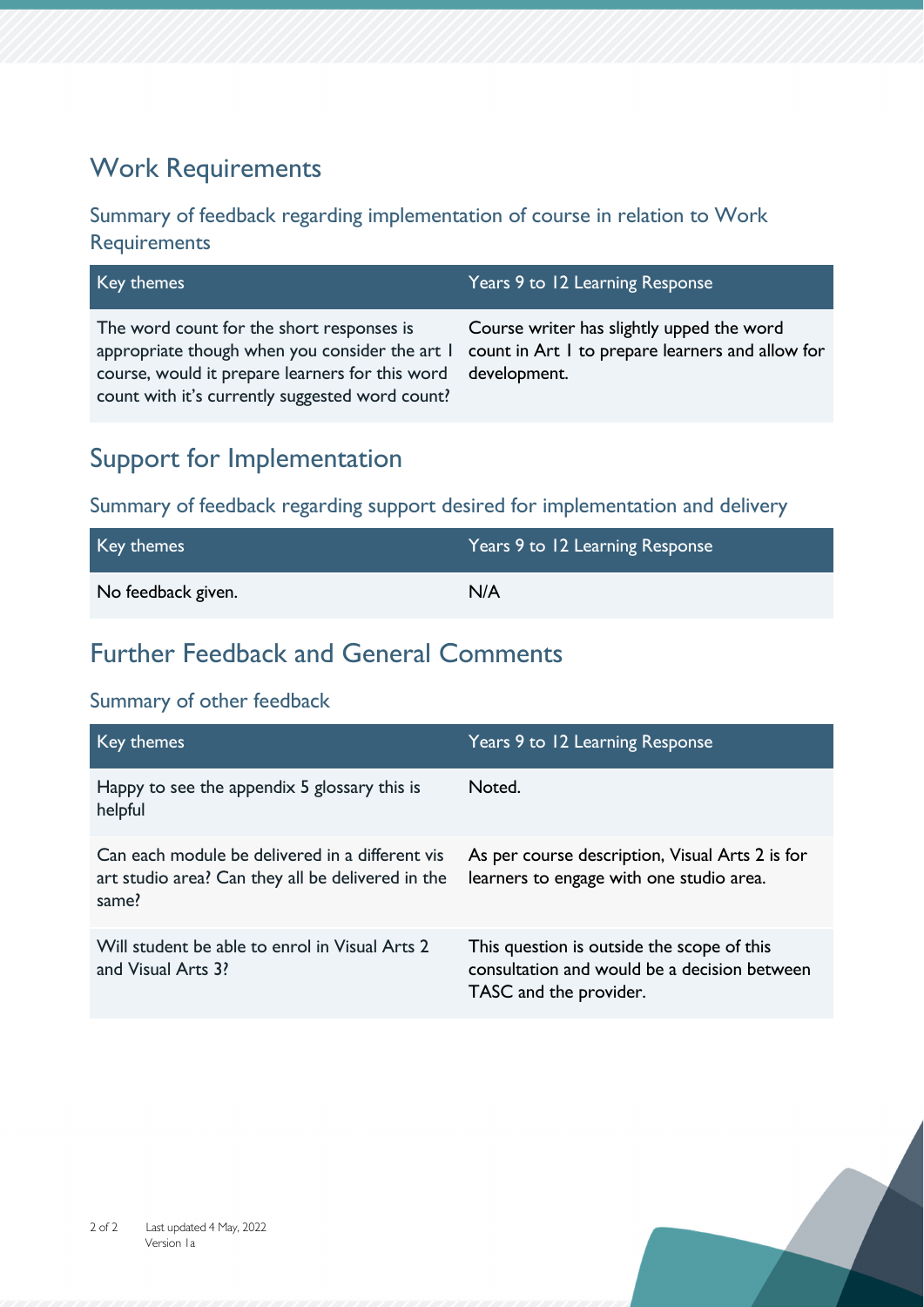## Work Requirements

### Summary of feedback regarding implementation of course in relation to Work Requirements

| Key themes | Years 9 to 12 Learning Response |
|---|---|
| The word count for the short responses is appropriate though when you consider the art 1 course, would it prepare learners for this word count with it's currently suggested word count? | Course writer has slightly upped the word count in Art 1 to prepare learners and allow for development. |

## Support for Implementation

### Summary of feedback regarding support desired for implementation and delivery

| Key themes | Years 9 to 12 Learning Response |
|---|---|
| No feedback given. | N/A |

## Further Feedback and General Comments

### Summary of other feedback

| Key themes | Years 9 to 12 Learning Response |
|---|---|
| Happy to see the appendix 5 glossary this is helpful | Noted. |
| Can each module be delivered in a different vis art studio area? Can they all be delivered in the same? | As per course description, Visual Arts 2 is for learners to engage with one studio area. |
| Will student be able to enrol in Visual Arts 2 and Visual Arts 3? | This question is outside the scope of this consultation and would be a decision between TASC and the provider. |

Last updated 4 May, 2022
Version 1a